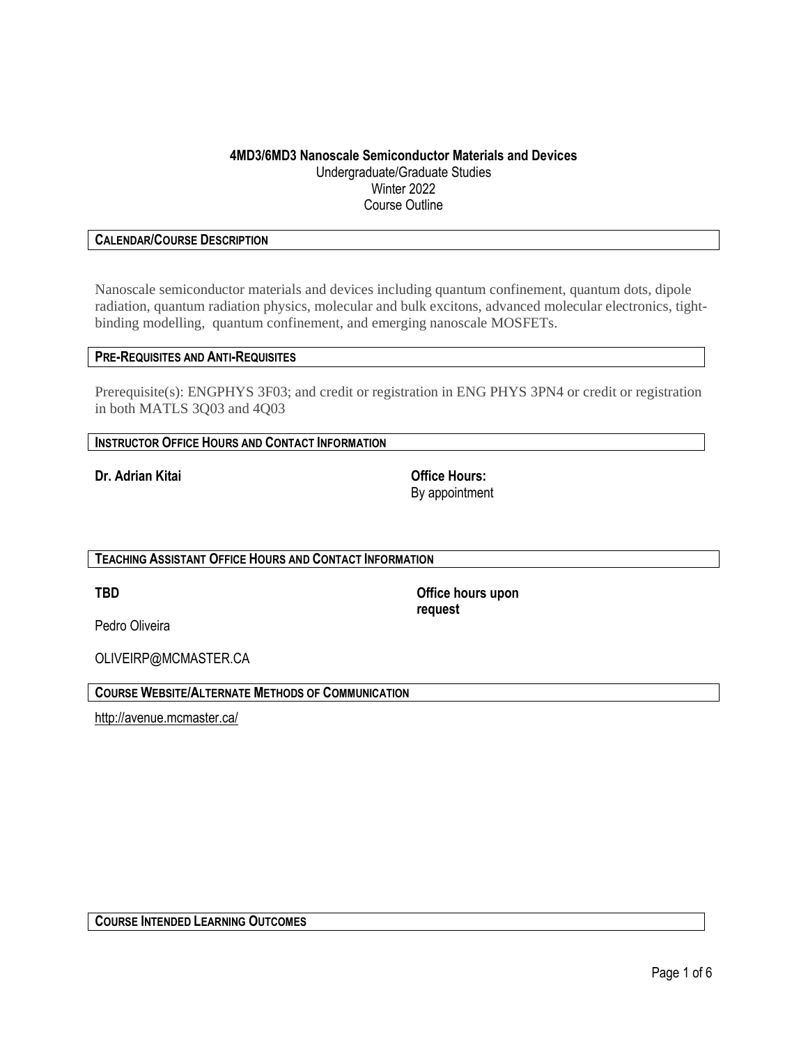# 4MD3/6MD3 Nanoscale Semiconductor Materials and Devices

Undergraduate/Graduate Studies
Winter 2022
Course Outline

## CALENDAR/COURSE DESCRIPTION

Nanoscale semiconductor materials and devices including quantum confinement, quantum dots, dipole radiation, quantum radiation physics, molecular and bulk excitons, advanced molecular electronics, tight-binding modelling, quantum confinement, and emerging nanoscale MOSFETs.

## PRE-REQUISITES AND ANTI-REQUISITES

Prerequisite(s): ENGPHYS 3F03; and credit or registration in ENG PHYS 3PN4 or credit or registration in both MATLS 3Q03 and 4Q03

## INSTRUCTOR OFFICE HOURS AND CONTACT INFORMATION

**Dr. Adrian Kitai**

**Office Hours:**
By appointment

## TEACHING ASSISTANT OFFICE HOURS AND CONTACT INFORMATION

**TBD**

**Office hours upon request**

Pedro Oliveira

OLIVEIRP@MCMASTER.CA

## COURSE WEBSITE/ALTERNATE METHODS OF COMMUNICATION

http://avenue.mcmaster.ca/

## COURSE INTENDED LEARNING OUTCOMES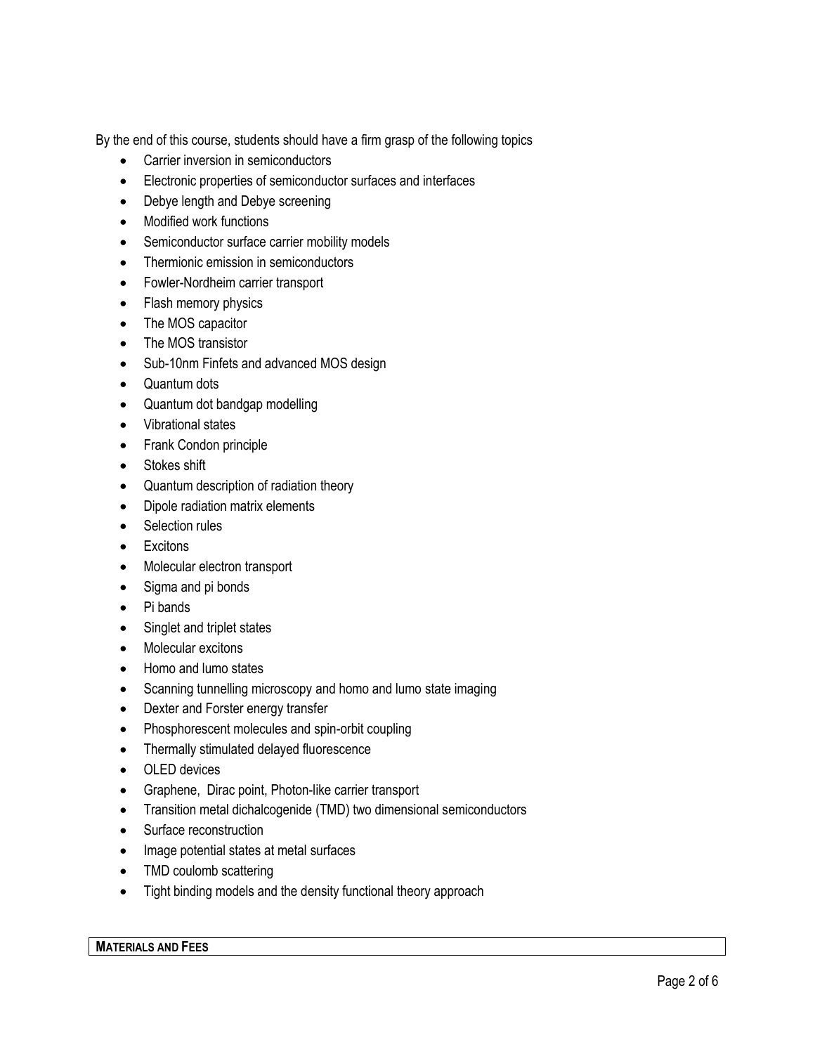By the end of this course, students should have a firm grasp of the following topics

- Carrier inversion in semiconductors
- Electronic properties of semiconductor surfaces and interfaces
- Debye length and Debye screening
- Modified work functions
- Semiconductor surface carrier mobility models
- Thermionic emission in semiconductors
- Fowler-Nordheim carrier transport
- Flash memory physics
- The MOS capacitor
- The MOS transistor
- Sub-10nm Finfets and advanced MOS design
- Quantum dots
- Quantum dot bandgap modelling
- Vibrational states
- Frank Condon principle
- Stokes shift
- Quantum description of radiation theory
- Dipole radiation matrix elements
- Selection rules
- Excitons
- Molecular electron transport
- Sigma and pi bonds
- Pi bands
- Singlet and triplet states
- Molecular excitons
- Homo and lumo states
- Scanning tunnelling microscopy and homo and lumo state imaging
- Dexter and Forster energy transfer
- Phosphorescent molecules and spin-orbit coupling
- Thermally stimulated delayed fluorescence
- OLED devices
- Graphene, Dirac point, Photon-like carrier transport
- Transition metal dichalcogenide (TMD) two dimensional semiconductors
- Surface reconstruction
- Image potential states at metal surfaces
- TMD coulomb scattering
- Tight binding models and the density functional theory approach

## MATERIALS AND FEES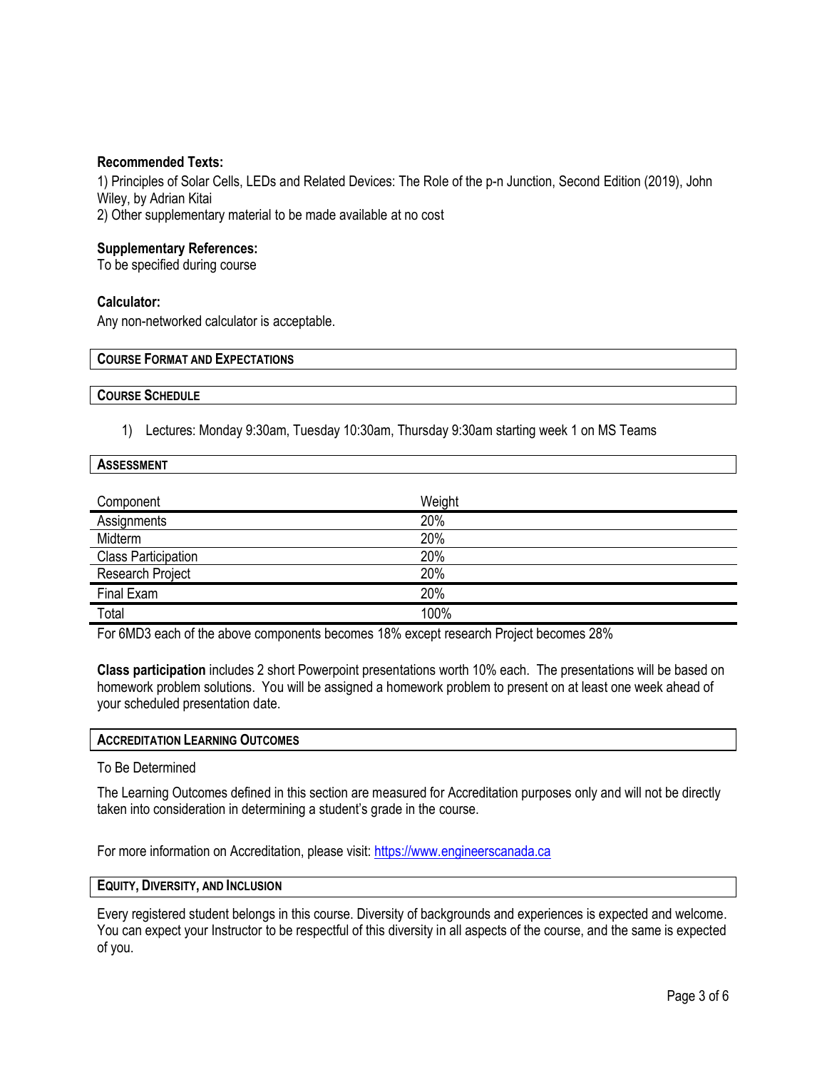**Recommended Texts:**

1) Principles of Solar Cells, LEDs and Related Devices: The Role of the p-n Junction, Second Edition (2019), John Wiley, by Adrian Kitai
2) Other supplementary material to be made available at no cost

**Supplementary References:**

To be specified during course

**Calculator:**

Any non-networked calculator is acceptable.

## COURSE FORMAT AND EXPECTATIONS

## COURSE SCHEDULE

1) Lectures: Monday 9:30am, Tuesday 10:30am, Thursday 9:30am starting week 1 on MS Teams

## ASSESSMENT

| Component | Weight |
|---|---|
| Assignments | 20% |
| Midterm | 20% |
| Class Participation | 20% |
| Research Project | 20% |
| Final Exam | 20% |
| Total | 100% |

For 6MD3 each of the above components becomes 18% except research Project becomes 28%

**Class participation** includes 2 short Powerpoint presentations worth 10% each. The presentations will be based on homework problem solutions. You will be assigned a homework problem to present on at least one week ahead of your scheduled presentation date.

## ACCREDITATION LEARNING OUTCOMES

To Be Determined

The Learning Outcomes defined in this section are measured for Accreditation purposes only and will not be directly taken into consideration in determining a student's grade in the course.

For more information on Accreditation, please visit: https://www.engineerscanada.ca

## EQUITY, DIVERSITY, AND INCLUSION

Every registered student belongs in this course. Diversity of backgrounds and experiences is expected and welcome. You can expect your Instructor to be respectful of this diversity in all aspects of the course, and the same is expected of you.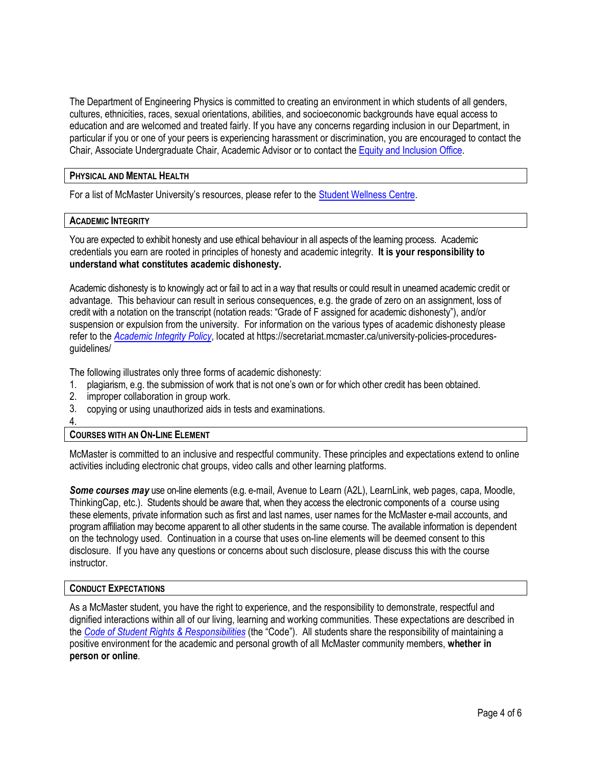The Department of Engineering Physics is committed to creating an environment in which students of all genders, cultures, ethnicities, races, sexual orientations, abilities, and socioeconomic backgrounds have equal access to education and are welcomed and treated fairly. If you have any concerns regarding inclusion in our Department, in particular if you or one of your peers is experiencing harassment or discrimination, you are encouraged to contact the Chair, Associate Undergraduate Chair, Academic Advisor or to contact the Equity and Inclusion Office.

## PHYSICAL AND MENTAL HEALTH

For a list of McMaster University's resources, please refer to the Student Wellness Centre.

## ACADEMIC INTEGRITY

You are expected to exhibit honesty and use ethical behaviour in all aspects of the learning process. Academic credentials you earn are rooted in principles of honesty and academic integrity. **It is your responsibility to understand what constitutes academic dishonesty.**

Academic dishonesty is to knowingly act or fail to act in a way that results or could result in unearned academic credit or advantage. This behaviour can result in serious consequences, e.g. the grade of zero on an assignment, loss of credit with a notation on the transcript (notation reads: "Grade of F assigned for academic dishonesty"), and/or suspension or expulsion from the university. For information on the various types of academic dishonesty please refer to the *Academic Integrity Policy*, located at https://secretariat.mcmaster.ca/university-policies-procedures-guidelines/

The following illustrates only three forms of academic dishonesty:

1. plagiarism, e.g. the submission of work that is not one's own or for which other credit has been obtained.
2. improper collaboration in group work.
3. copying or using unauthorized aids in tests and examinations.
4.

## COURSES WITH AN ON-LINE ELEMENT

McMaster is committed to an inclusive and respectful community. These principles and expectations extend to online activities including electronic chat groups, video calls and other learning platforms.

***Some courses may*** use on-line elements (e.g. e-mail, Avenue to Learn (A2L), LearnLink, web pages, capa, Moodle, ThinkingCap, etc.). Students should be aware that, when they access the electronic components of a course using these elements, private information such as first and last names, user names for the McMaster e-mail accounts, and program affiliation may become apparent to all other students in the same course. The available information is dependent on the technology used. Continuation in a course that uses on-line elements will be deemed consent to this disclosure. If you have any questions or concerns about such disclosure, please discuss this with the course instructor.

## CONDUCT EXPECTATIONS

As a McMaster student, you have the right to experience, and the responsibility to demonstrate, respectful and dignified interactions within all of our living, learning and working communities. These expectations are described in the *Code of Student Rights & Responsibilities* (the "Code"). All students share the responsibility of maintaining a positive environment for the academic and personal growth of all McMaster community members, **whether in person or online**.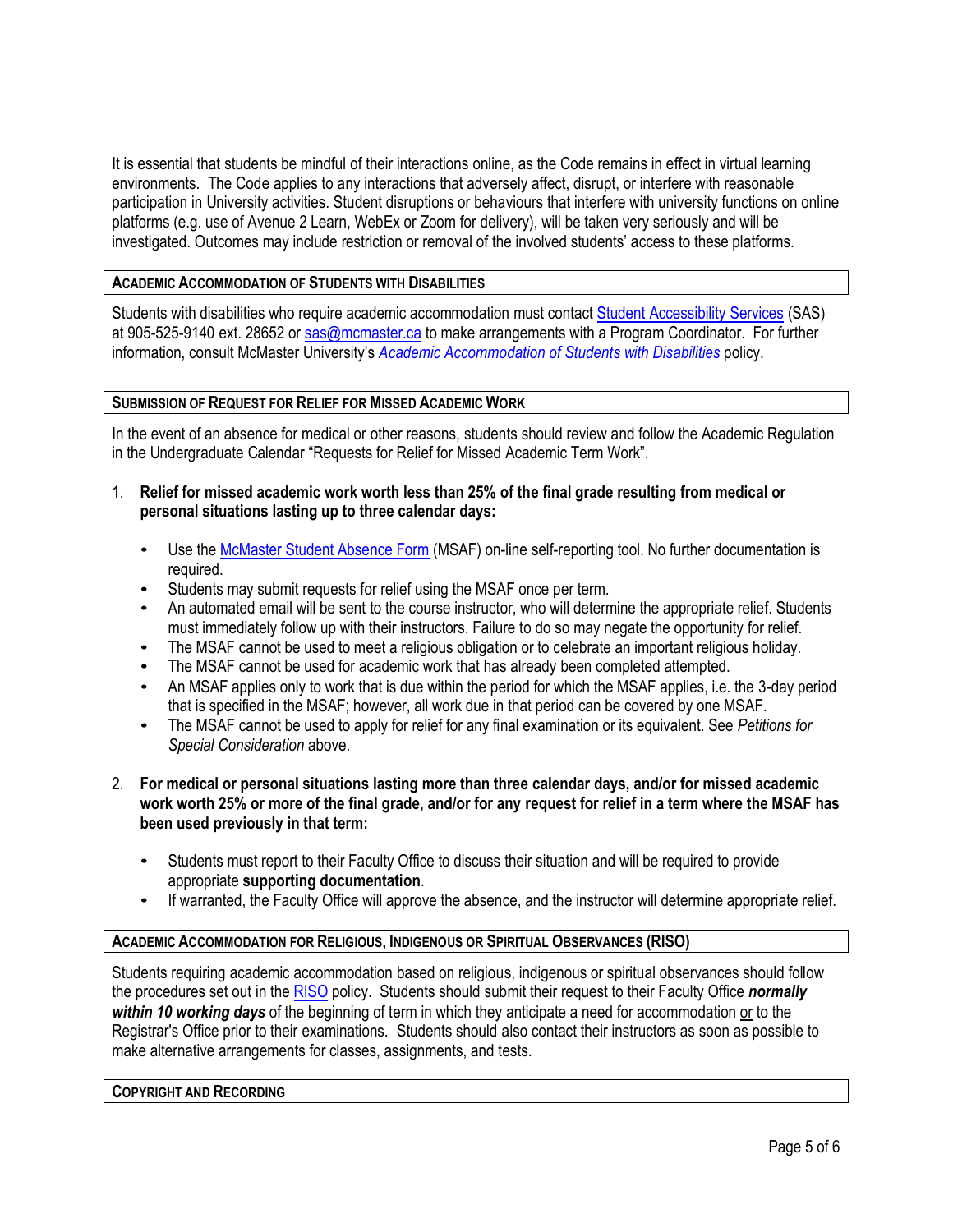It is essential that students be mindful of their interactions online, as the Code remains in effect in virtual learning environments. The Code applies to any interactions that adversely affect, disrupt, or interfere with reasonable participation in University activities. Student disruptions or behaviours that interfere with university functions on online platforms (e.g. use of Avenue 2 Learn, WebEx or Zoom for delivery), will be taken very seriously and will be investigated. Outcomes may include restriction or removal of the involved students' access to these platforms.

## ACADEMIC ACCOMMODATION OF STUDENTS WITH DISABILITIES

Students with disabilities who require academic accommodation must contact Student Accessibility Services (SAS) at 905-525-9140 ext. 28652 or sas@mcmaster.ca to make arrangements with a Program Coordinator. For further information, consult McMaster University's ***Academic Accommodation of Students with Disabilities*** policy.

## SUBMISSION OF REQUEST FOR RELIEF FOR MISSED ACADEMIC WORK

In the event of an absence for medical or other reasons, students should review and follow the Academic Regulation in the Undergraduate Calendar "Requests for Relief for Missed Academic Term Work".

1. **Relief for missed academic work worth less than 25% of the final grade resulting from medical or personal situations lasting up to three calendar days:**

   - Use the McMaster Student Absence Form (MSAF) on-line self-reporting tool. No further documentation is required.
   - Students may submit requests for relief using the MSAF once per term.
   - An automated email will be sent to the course instructor, who will determine the appropriate relief. Students must immediately follow up with their instructors. Failure to do so may negate the opportunity for relief.
   - The MSAF cannot be used to meet a religious obligation or to celebrate an important religious holiday.
   - The MSAF cannot be used for academic work that has already been completed attempted.
   - An MSAF applies only to work that is due within the period for which the MSAF applies, i.e. the 3-day period that is specified in the MSAF; however, all work due in that period can be covered by one MSAF.
   - The MSAF cannot be used to apply for relief for any final examination or its equivalent. See *Petitions for Special Consideration* above.

2. **For medical or personal situations lasting more than three calendar days, and/or for missed academic work worth 25% or more of the final grade, and/or for any request for relief in a term where the MSAF has been used previously in that term:**

   - Students must report to their Faculty Office to discuss their situation and will be required to provide appropriate **supporting documentation**.
   - If warranted, the Faculty Office will approve the absence, and the instructor will determine appropriate relief.

## ACADEMIC ACCOMMODATION FOR RELIGIOUS, INDIGENOUS OR SPIRITUAL OBSERVANCES (RISO)

Students requiring academic accommodation based on religious, indigenous or spiritual observances should follow the procedures set out in the RISO policy. Students should submit their request to their Faculty Office ***normally within 10 working days*** of the beginning of term in which they anticipate a need for accommodation or to the Registrar's Office prior to their examinations. Students should also contact their instructors as soon as possible to make alternative arrangements for classes, assignments, and tests.

## COPYRIGHT AND RECORDING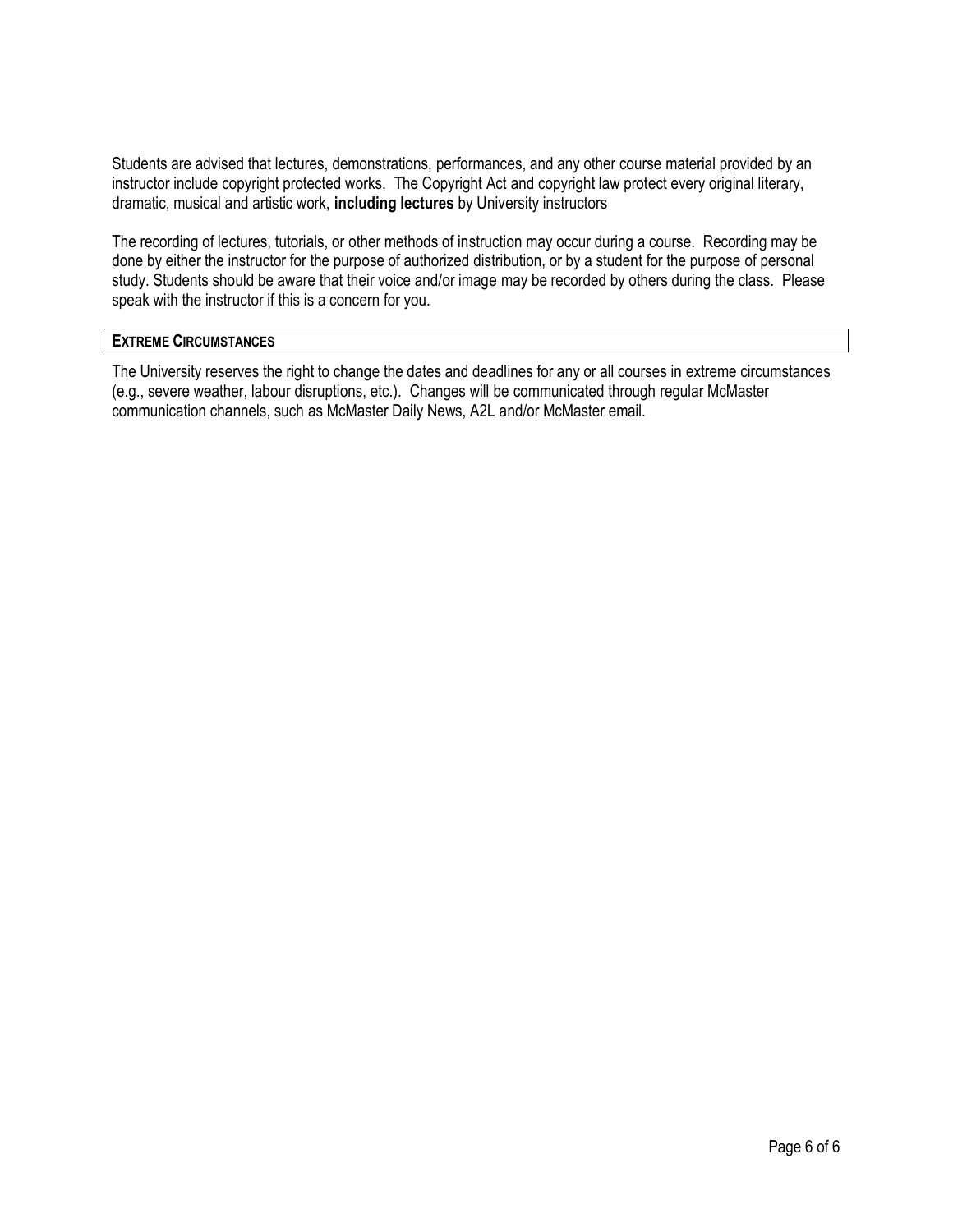Students are advised that lectures, demonstrations, performances, and any other course material provided by an instructor include copyright protected works. The Copyright Act and copyright law protect every original literary, dramatic, musical and artistic work, **including lectures** by University instructors

The recording of lectures, tutorials, or other methods of instruction may occur during a course. Recording may be done by either the instructor for the purpose of authorized distribution, or by a student for the purpose of personal study. Students should be aware that their voice and/or image may be recorded by others during the class. Please speak with the instructor if this is a concern for you.

## EXTREME CIRCUMSTANCES

The University reserves the right to change the dates and deadlines for any or all courses in extreme circumstances (e.g., severe weather, labour disruptions, etc.). Changes will be communicated through regular McMaster communication channels, such as McMaster Daily News, A2L and/or McMaster email.